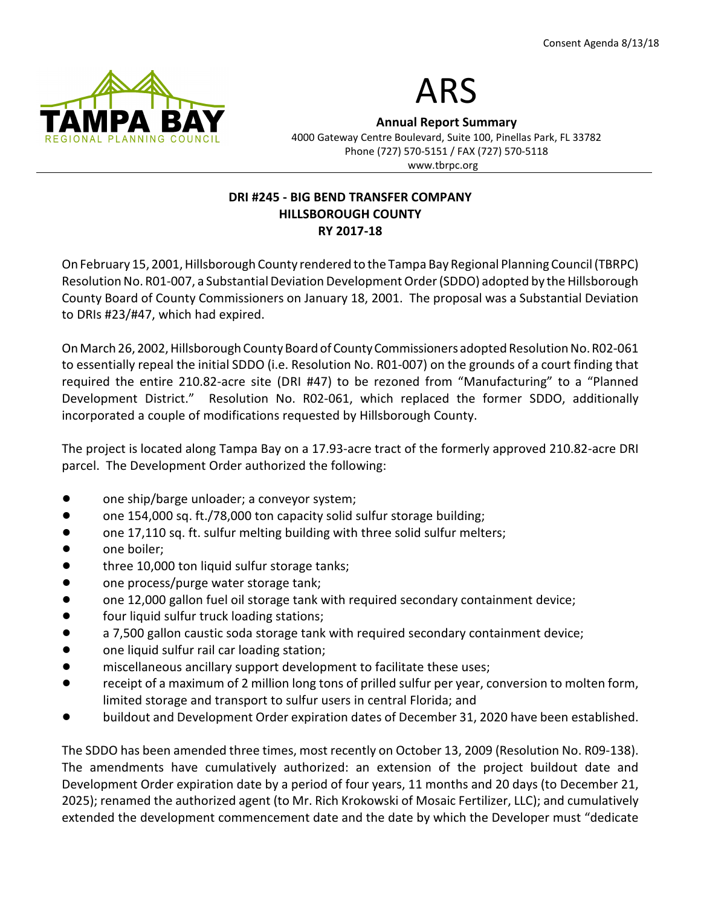Consent Agenda 8/13/18

# ARS

**Annual Report Summary**

4000 Gateway Centre Boulevard, Suite 100, Pinellas Park, FL 33782
Phone (727) 570-5151 / FAX (727) 570-5118
www.tbrpc.org

TAMPA BAY REGIONAL PLANNING COUNCIL

## DRI #245 - BIG BEND TRANSFER COMPANY
## HILLSBOROUGH COUNTY
## RY 2017-18

On February 15, 2001, Hillsborough County rendered to the Tampa Bay Regional Planning Council (TBRPC) Resolution No. R01-007, a Substantial Deviation Development Order (SDDO) adopted by the Hillsborough County Board of County Commissioners on January 18, 2001. The proposal was a Substantial Deviation to DRIs #23/#47, which had expired.

On March 26, 2002, Hillsborough County Board of County Commissioners adopted Resolution No. R02-061 to essentially repeal the initial SDDO (i.e. Resolution No. R01-007) on the grounds of a court finding that required the entire 210.82-acre site (DRI #47) to be rezoned from "Manufacturing" to a "Planned Development District." Resolution No. R02-061, which replaced the former SDDO, additionally incorporated a couple of modifications requested by Hillsborough County.

The project is located along Tampa Bay on a 17.93-acre tract of the formerly approved 210.82-acre DRI parcel. The Development Order authorized the following:

- one ship/barge unloader; a conveyor system;
- one 154,000 sq. ft./78,000 ton capacity solid sulfur storage building;
- one 17,110 sq. ft. sulfur melting building with three solid sulfur melters;
- one boiler;
- three 10,000 ton liquid sulfur storage tanks;
- one process/purge water storage tank;
- one 12,000 gallon fuel oil storage tank with required secondary containment device;
- four liquid sulfur truck loading stations;
- a 7,500 gallon caustic soda storage tank with required secondary containment device;
- one liquid sulfur rail car loading station;
- miscellaneous ancillary support development to facilitate these uses;
- receipt of a maximum of 2 million long tons of prilled sulfur per year, conversion to molten form, limited storage and transport to sulfur users in central Florida; and
- buildout and Development Order expiration dates of December 31, 2020 have been established.

The SDDO has been amended three times, most recently on October 13, 2009 (Resolution No. R09-138). The amendments have cumulatively authorized: an extension of the project buildout date and Development Order expiration date by a period of four years, 11 months and 20 days (to December 21, 2025); renamed the authorized agent (to Mr. Rich Krokowski of Mosaic Fertilizer, LLC); and cumulatively extended the development commencement date and the date by which the Developer must "dedicate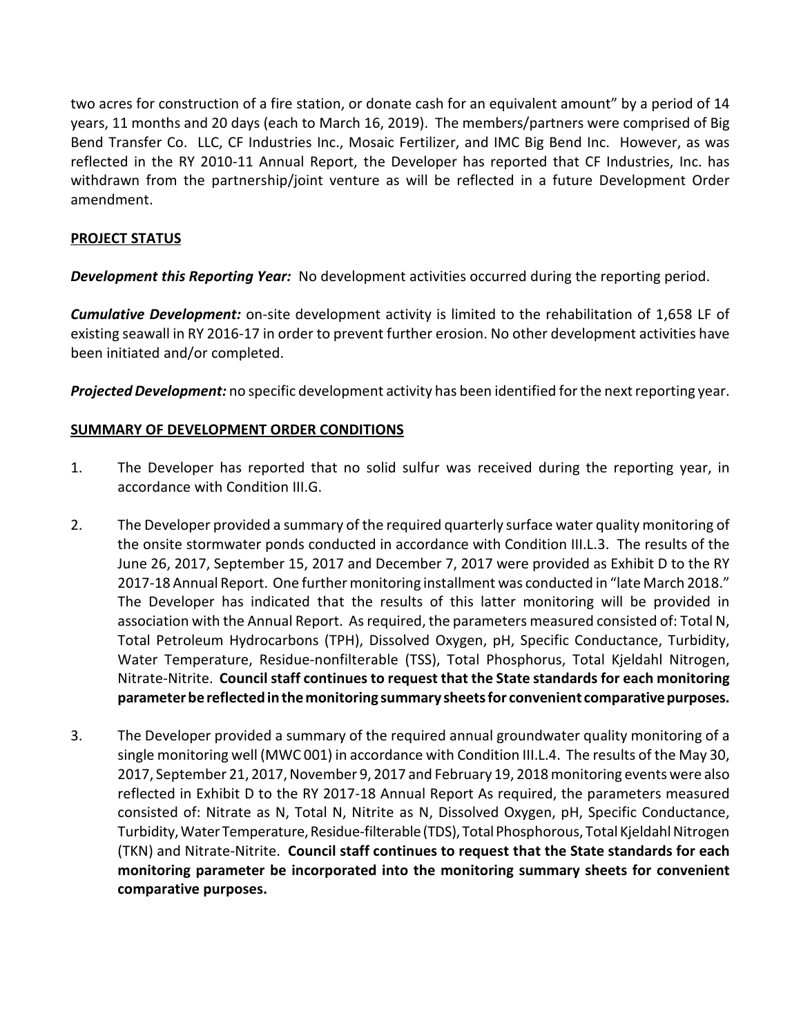two acres for construction of a fire station, or donate cash for an equivalent amount" by a period of 14 years, 11 months and 20 days (each to March 16, 2019). The members/partners were comprised of Big Bend Transfer Co. LLC, CF Industries Inc., Mosaic Fertilizer, and IMC Big Bend Inc. However, as was reflected in the RY 2010-11 Annual Report, the Developer has reported that CF Industries, Inc. has withdrawn from the partnership/joint venture as will be reflected in a future Development Order amendment.

## PROJECT STATUS

***Development this Reporting Year:*** No development activities occurred during the reporting period.

***Cumulative Development:*** on-site development activity is limited to the rehabilitation of 1,658 LF of existing seawall in RY 2016-17 in order to prevent further erosion. No other development activities have been initiated and/or completed.

***Projected Development:*** no specific development activity has been identified for the next reporting year.

## SUMMARY OF DEVELOPMENT ORDER CONDITIONS

1. The Developer has reported that no solid sulfur was received during the reporting year, in accordance with Condition III.G.

2. The Developer provided a summary of the required quarterly surface water quality monitoring of the onsite stormwater ponds conducted in accordance with Condition III.L.3. The results of the June 26, 2017, September 15, 2017 and December 7, 2017 were provided as Exhibit D to the RY 2017-18 Annual Report. One further monitoring installment was conducted in "late March 2018." The Developer has indicated that the results of this latter monitoring will be provided in association with the Annual Report. As required, the parameters measured consisted of: Total N, Total Petroleum Hydrocarbons (TPH), Dissolved Oxygen, pH, Specific Conductance, Turbidity, Water Temperature, Residue-nonfilterable (TSS), Total Phosphorus, Total Kjeldahl Nitrogen, Nitrate-Nitrite. **Council staff continues to request that the State standards for each monitoring parameter be reflected in the monitoring summary sheets for convenient comparative purposes.**

3. The Developer provided a summary of the required annual groundwater quality monitoring of a single monitoring well (MWC 001) in accordance with Condition III.L.4. The results of the May 30, 2017, September 21, 2017, November 9, 2017 and February 19, 2018 monitoring events were also reflected in Exhibit D to the RY 2017-18 Annual Report As required, the parameters measured consisted of: Nitrate as N, Total N, Nitrite as N, Dissolved Oxygen, pH, Specific Conductance, Turbidity, Water Temperature, Residue-filterable (TDS), Total Phosphorous, Total Kjeldahl Nitrogen (TKN) and Nitrate-Nitrite. **Council staff continues to request that the State standards for each monitoring parameter be incorporated into the monitoring summary sheets for convenient comparative purposes.**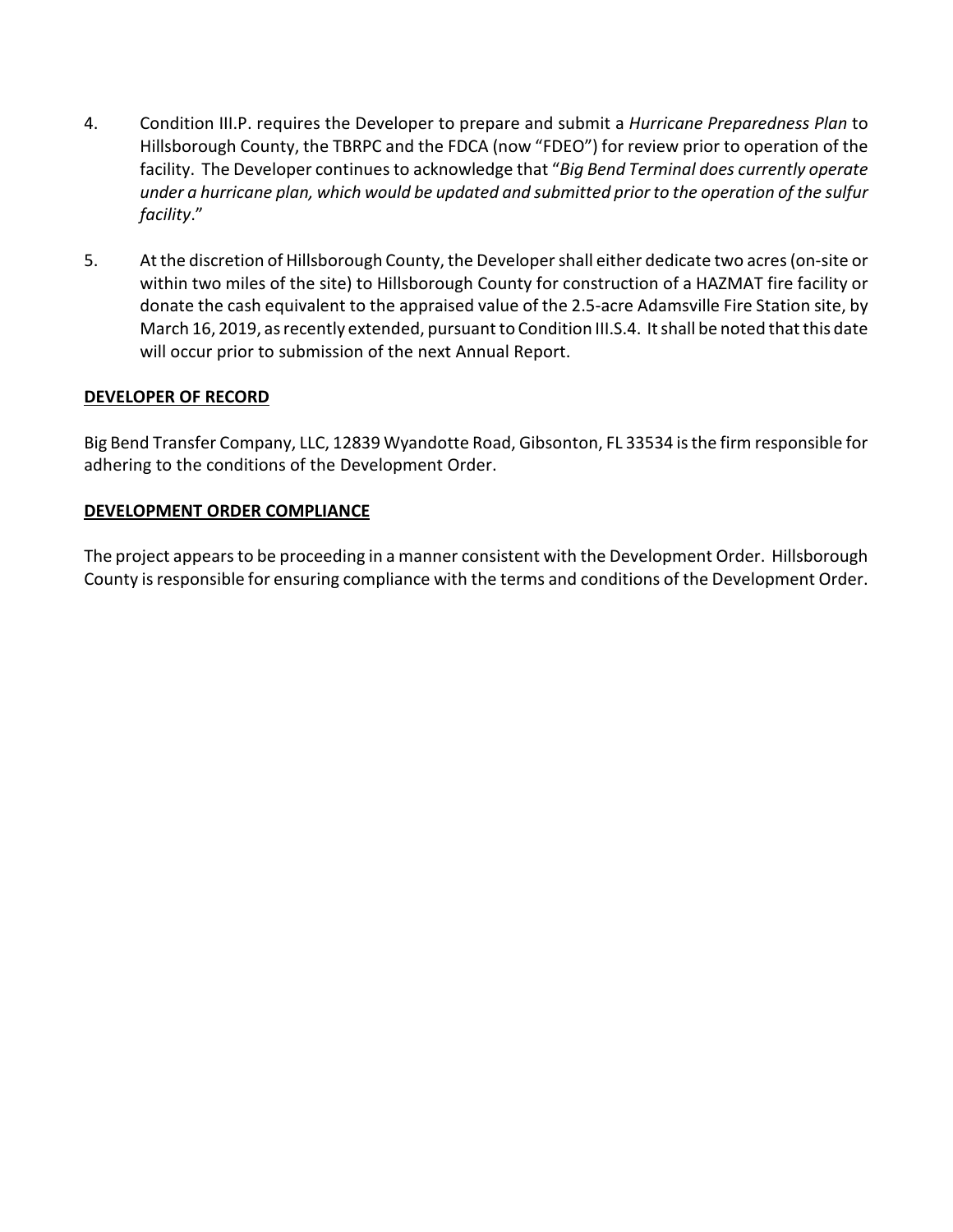4. Condition III.P. requires the Developer to prepare and submit a *Hurricane Preparedness Plan* to Hillsborough County, the TBRPC and the FDCA (now "FDEO") for review prior to operation of the facility. The Developer continues to acknowledge that "*Big Bend Terminal does currently operate under a hurricane plan, which would be updated and submitted prior to the operation of the sulfur facility*."

5. At the discretion of Hillsborough County, the Developer shall either dedicate two acres (on-site or within two miles of the site) to Hillsborough County for construction of a HAZMAT fire facility or donate the cash equivalent to the appraised value of the 2.5-acre Adamsville Fire Station site, by March 16, 2019, as recently extended, pursuant to Condition III.S.4. It shall be noted that this date will occur prior to submission of the next Annual Report.

**DEVELOPER OF RECORD**

Big Bend Transfer Company, LLC, 12839 Wyandotte Road, Gibsonton, FL 33534 is the firm responsible for adhering to the conditions of the Development Order.

**DEVELOPMENT ORDER COMPLIANCE**

The project appears to be proceeding in a manner consistent with the Development Order. Hillsborough County is responsible for ensuring compliance with the terms and conditions of the Development Order.